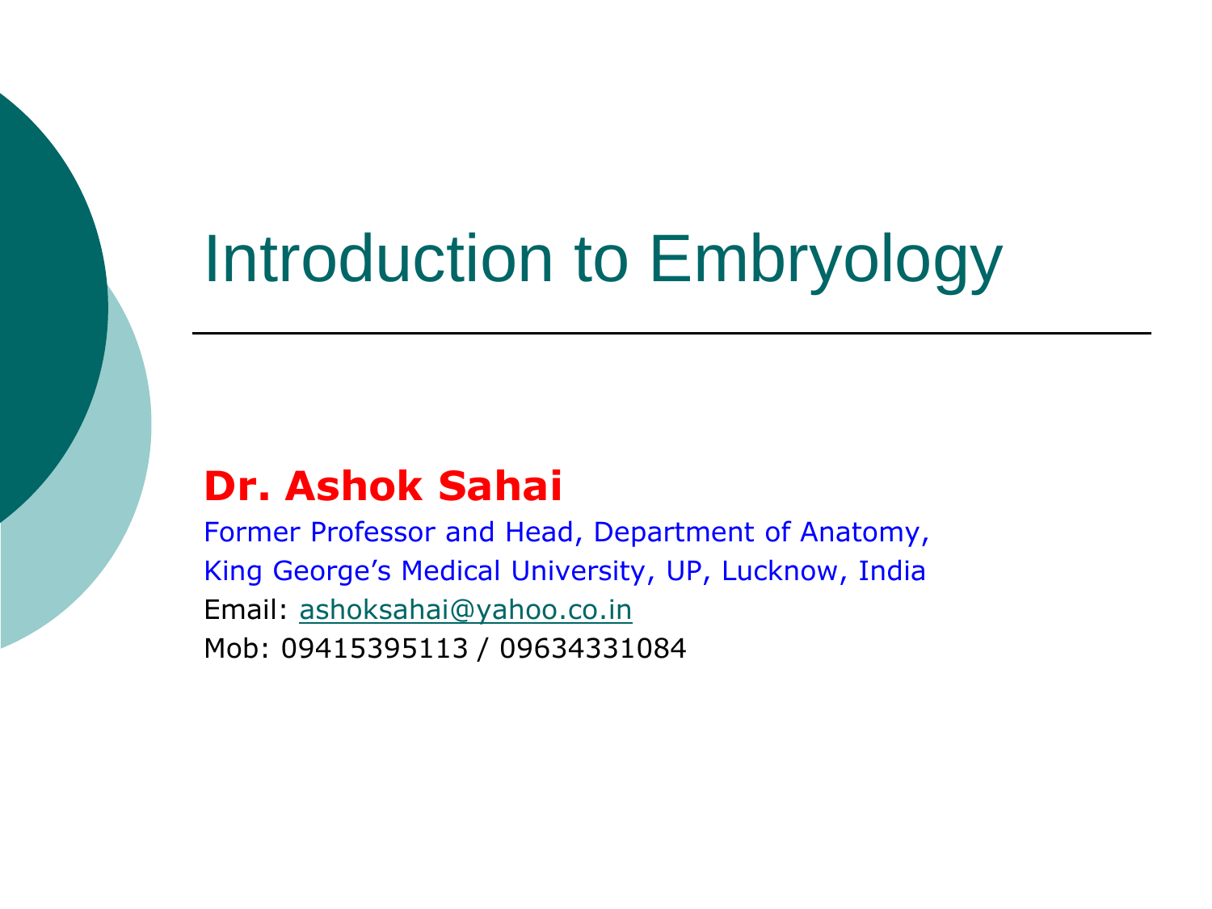# Introduction to Embryology

**Dr. Ashok Sahai**

Former Professor and Head, Department of Anatomy,
King George's Medical University, UP, Lucknow, India
Email: ashoksahai@yahoo.co.in
Mob: 09415395113 / 09634331084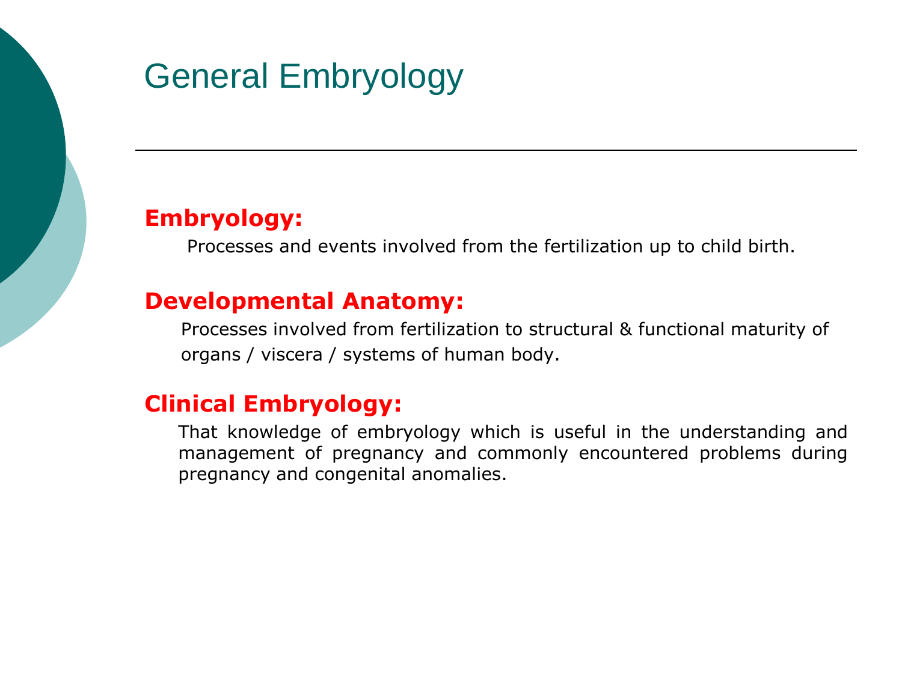# General Embryology

**Embryology:**

Processes and events involved from the fertilization up to child birth.

**Developmental Anatomy:**

Processes involved from fertilization to structural & functional maturity of organs / viscera / systems of human body.

**Clinical Embryology:**

That knowledge of embryology which is useful in the understanding and management of pregnancy and commonly encountered problems during pregnancy and congenital anomalies.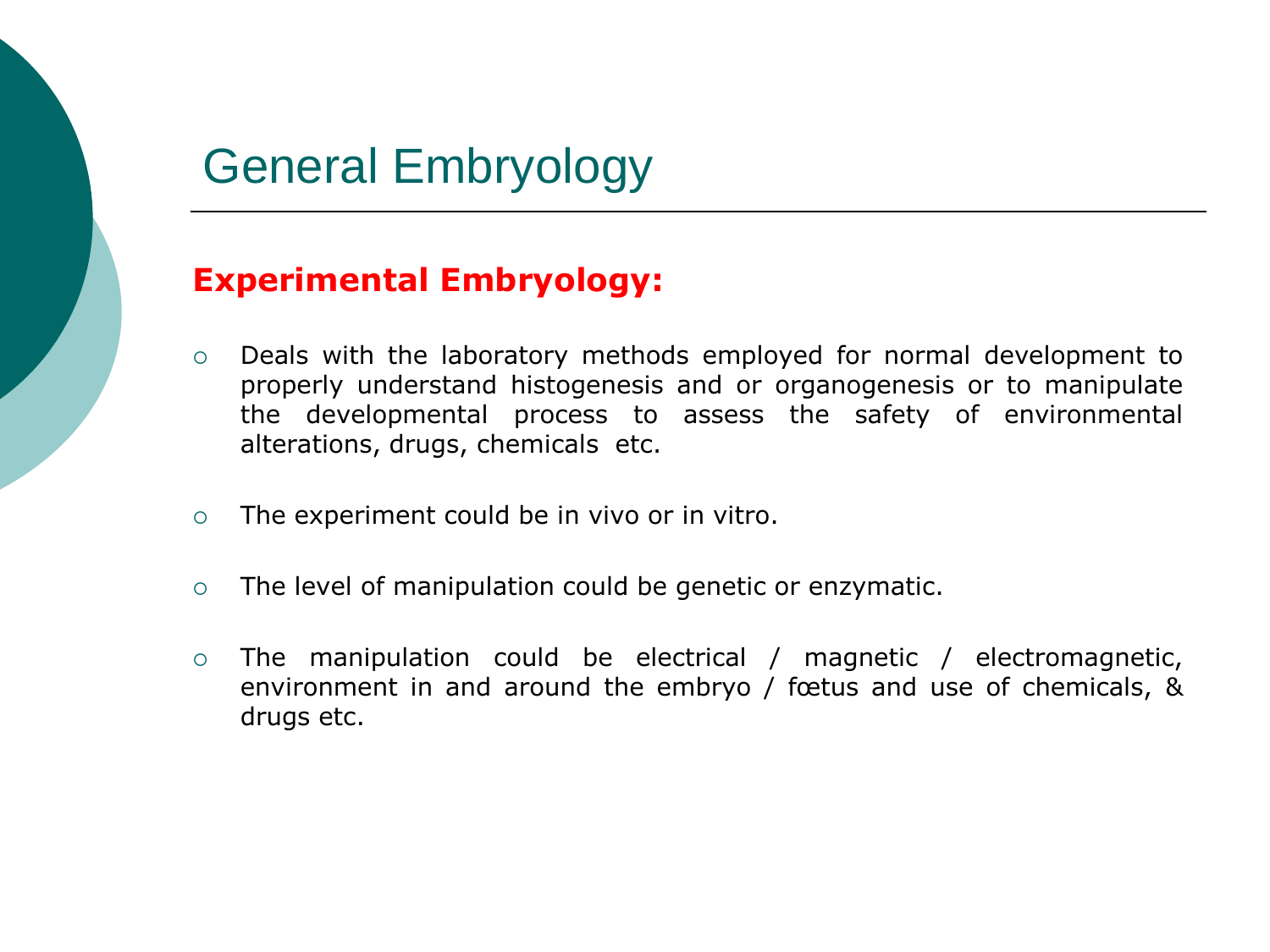# General Embryology

**Experimental Embryology:**

- Deals with the laboratory methods employed for normal development to properly understand histogenesis and or organogenesis or to manipulate the developmental process to assess the safety of environmental alterations, drugs, chemicals etc.

- The experiment could be in vivo or in vitro.

- The level of manipulation could be genetic or enzymatic.

- The manipulation could be electrical / magnetic / electromagnetic, environment in and around the embryo / fœtus and use of chemicals, & drugs etc.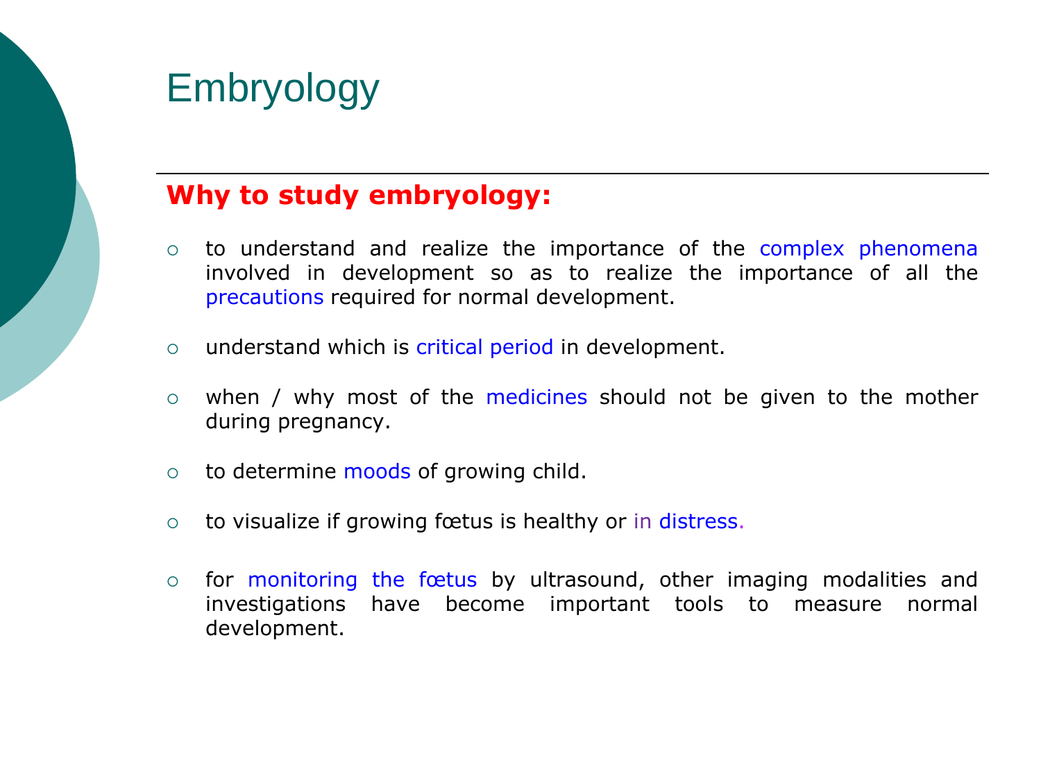# Embryology

**Why to study embryology:**

- to understand and realize the importance of the complex phenomena involved in development so as to realize the importance of all the precautions required for normal development.
- understand which is critical period in development.
- when / why most of the medicines should not be given to the mother during pregnancy.
- to determine moods of growing child.
- to visualize if growing fœtus is healthy or in distress.
- for monitoring the fœtus by ultrasound, other imaging modalities and investigations have become important tools to measure normal development.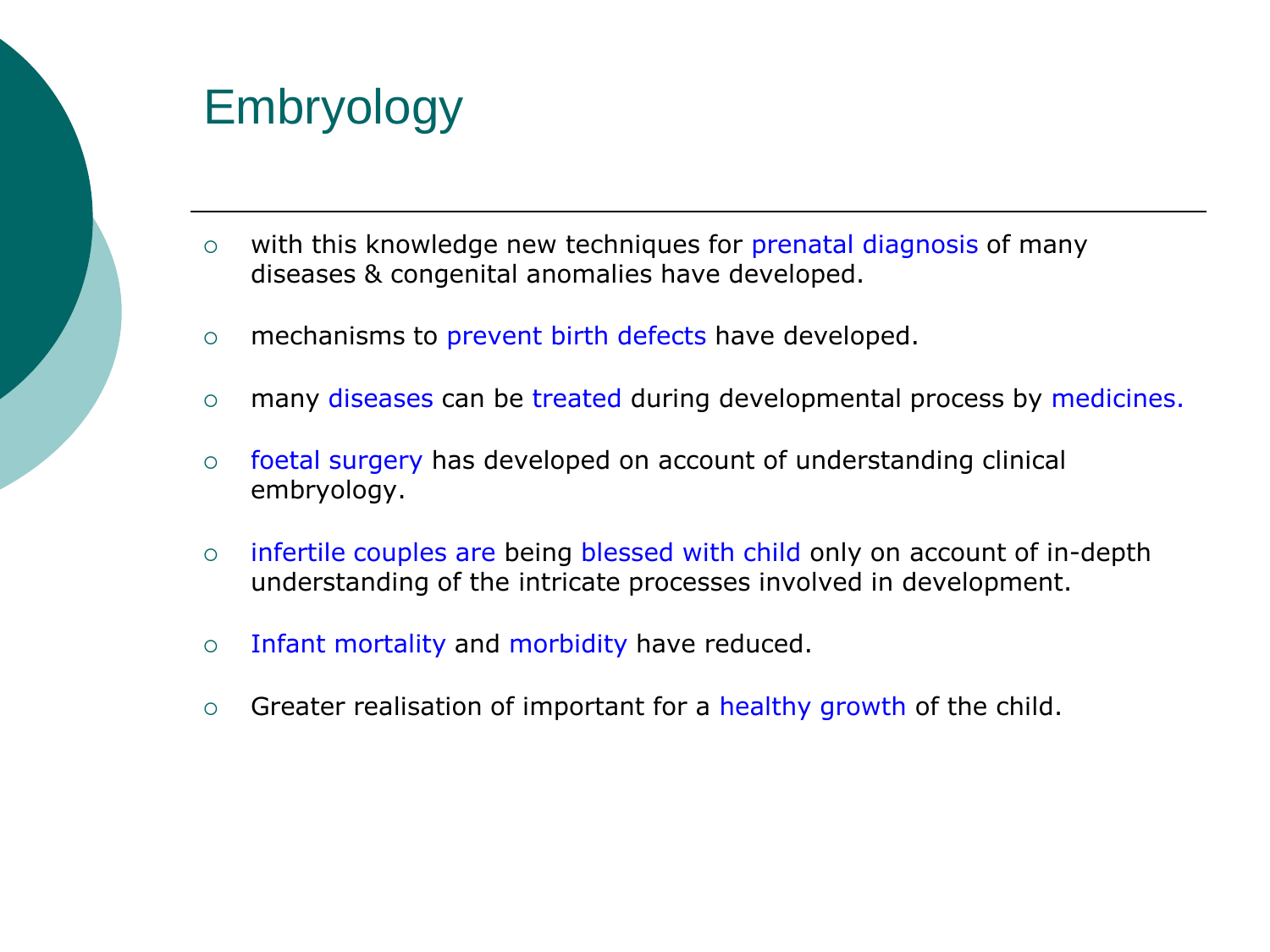# Embryology

- with this knowledge new techniques for prenatal diagnosis of many diseases & congenital anomalies have developed.
- mechanisms to prevent birth defects have developed.
- many diseases can be treated during developmental process by medicines.
- foetal surgery has developed on account of understanding clinical embryology.
- infertile couples are being blessed with child only on account of in-depth understanding of the intricate processes involved in development.
- Infant mortality and morbidity have reduced.
- Greater realisation of important for a healthy growth of the child.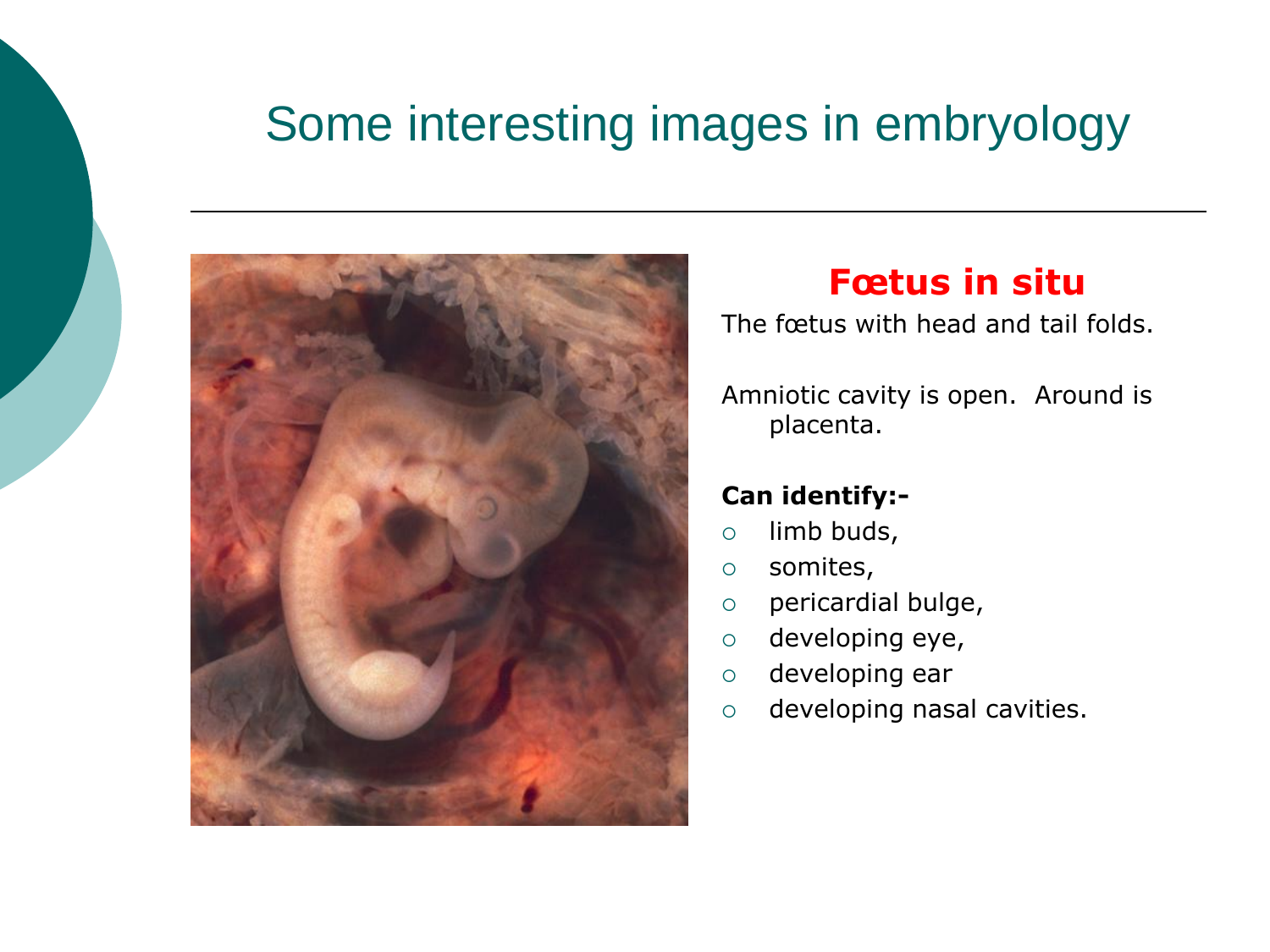# Some interesting images in embryology

## Fœtus in situ

The fœtus with head and tail folds.

Amniotic cavity is open. Around is placenta.

**Can identify:-**

- limb buds,
- somites,
- pericardial bulge,
- developing eye,
- developing ear
- developing nasal cavities.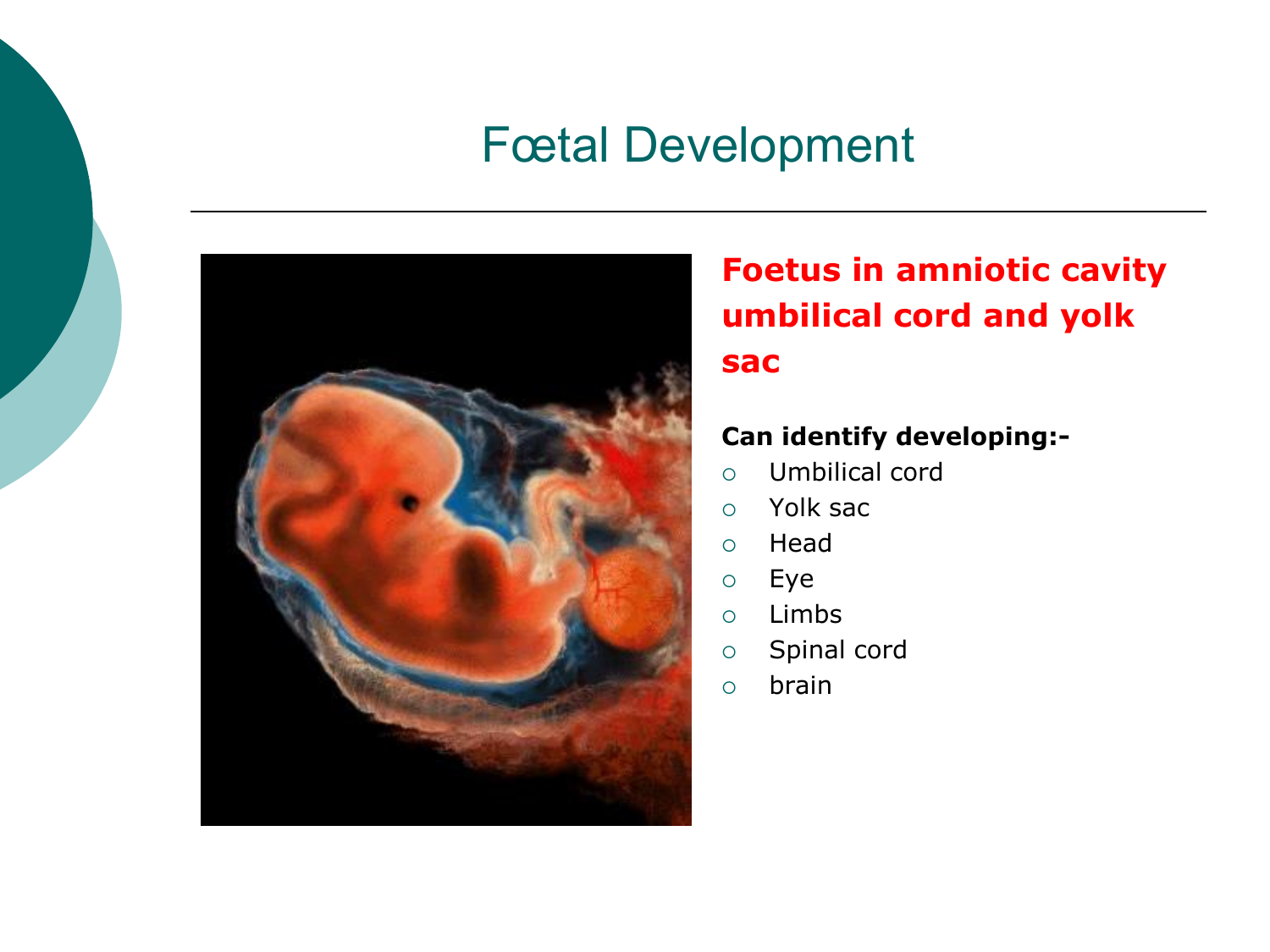# Fœtal Development

**Foetus in amniotic cavity umbilical cord and yolk sac**

**Can identify developing:-**

- Umbilical cord
- Yolk sac
- Head
- Eye
- Limbs
- Spinal cord
- brain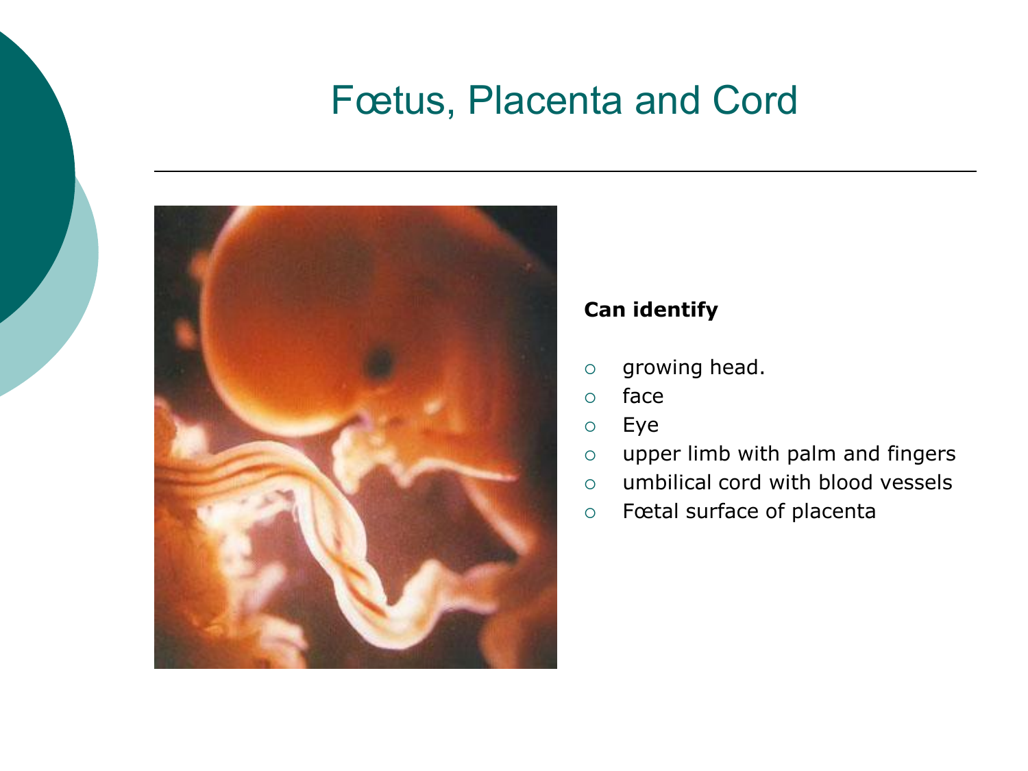# Fœtus, Placenta and Cord

**Can identify**

- growing head.
- face
- Eye
- upper limb with palm and fingers
- umbilical cord with blood vessels
- Fœtal surface of placenta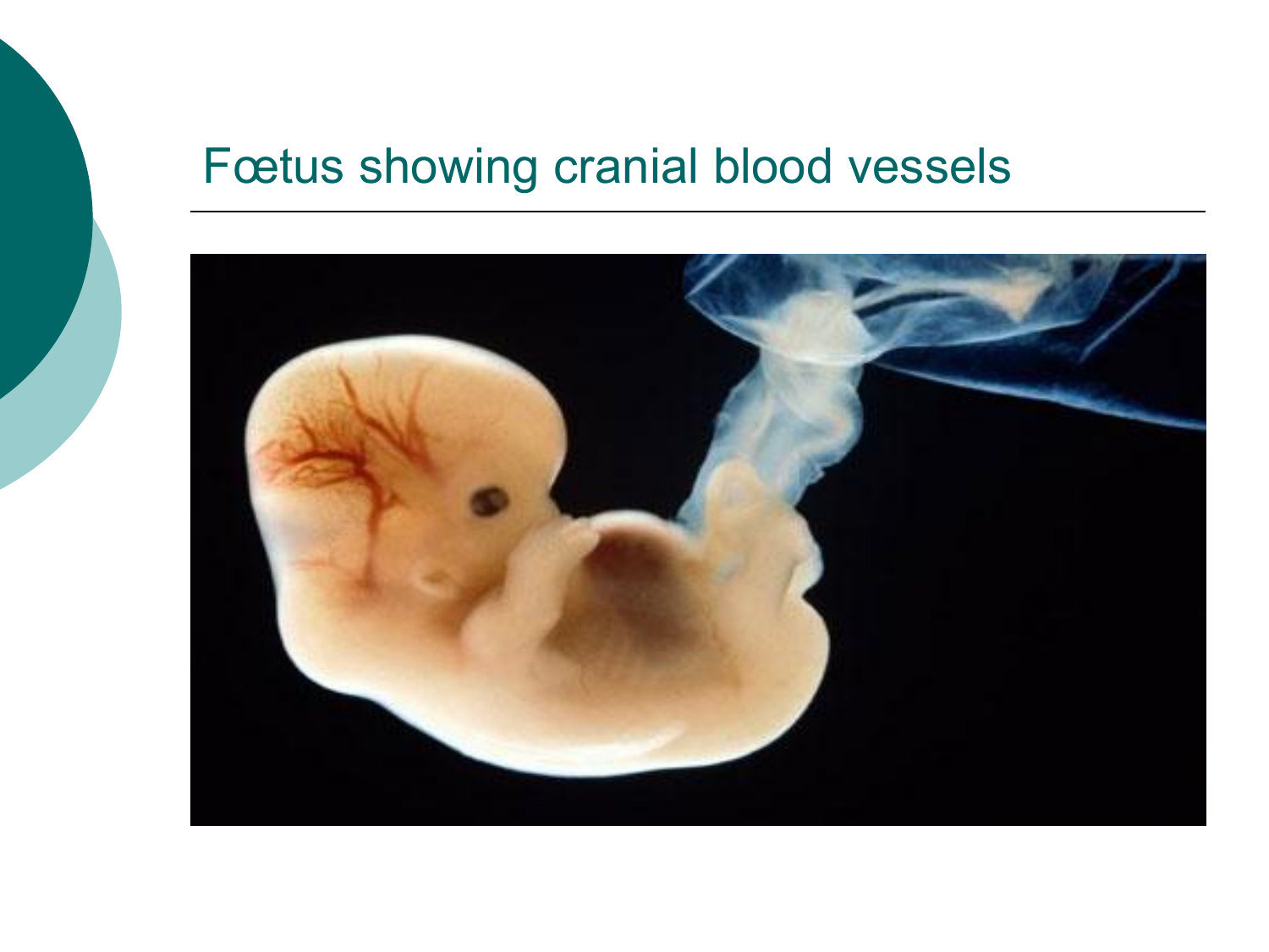# Fœtus showing cranial blood vessels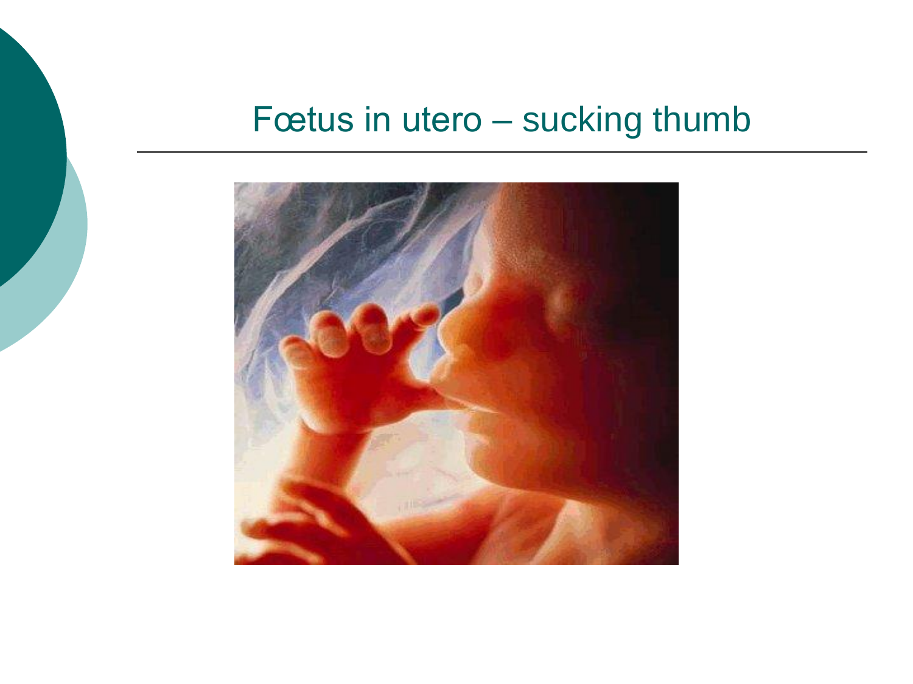# Fœtus in utero – sucking thumb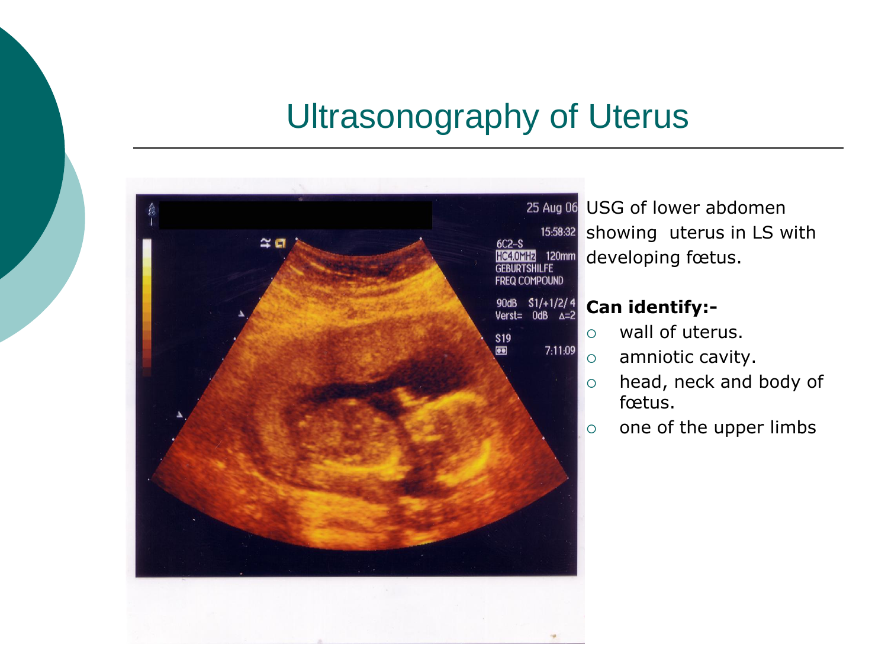# Ultrasonography of Uterus

USG of lower abdomen showing uterus in LS with developing fœtus.

**Can identify:-**

- wall of uterus.
- amniotic cavity.
- head, neck and body of fœtus.
- one of the upper limbs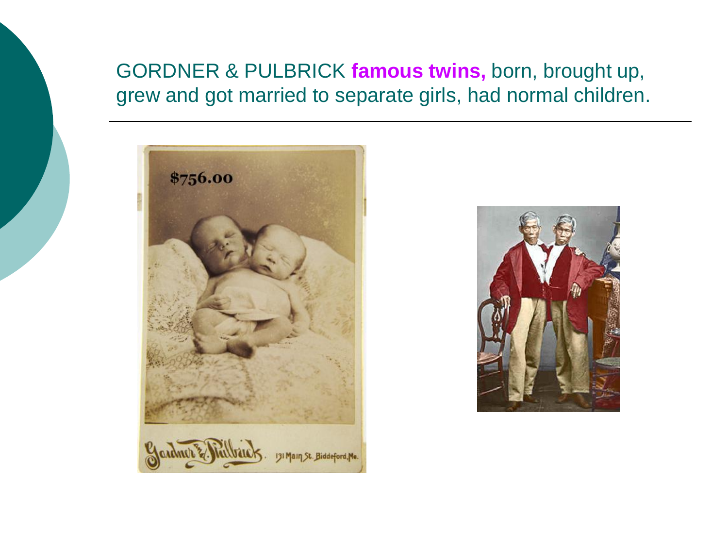GORDNER & PULBRICK **famous twins,** born, brought up, grew and got married to separate girls, had normal children.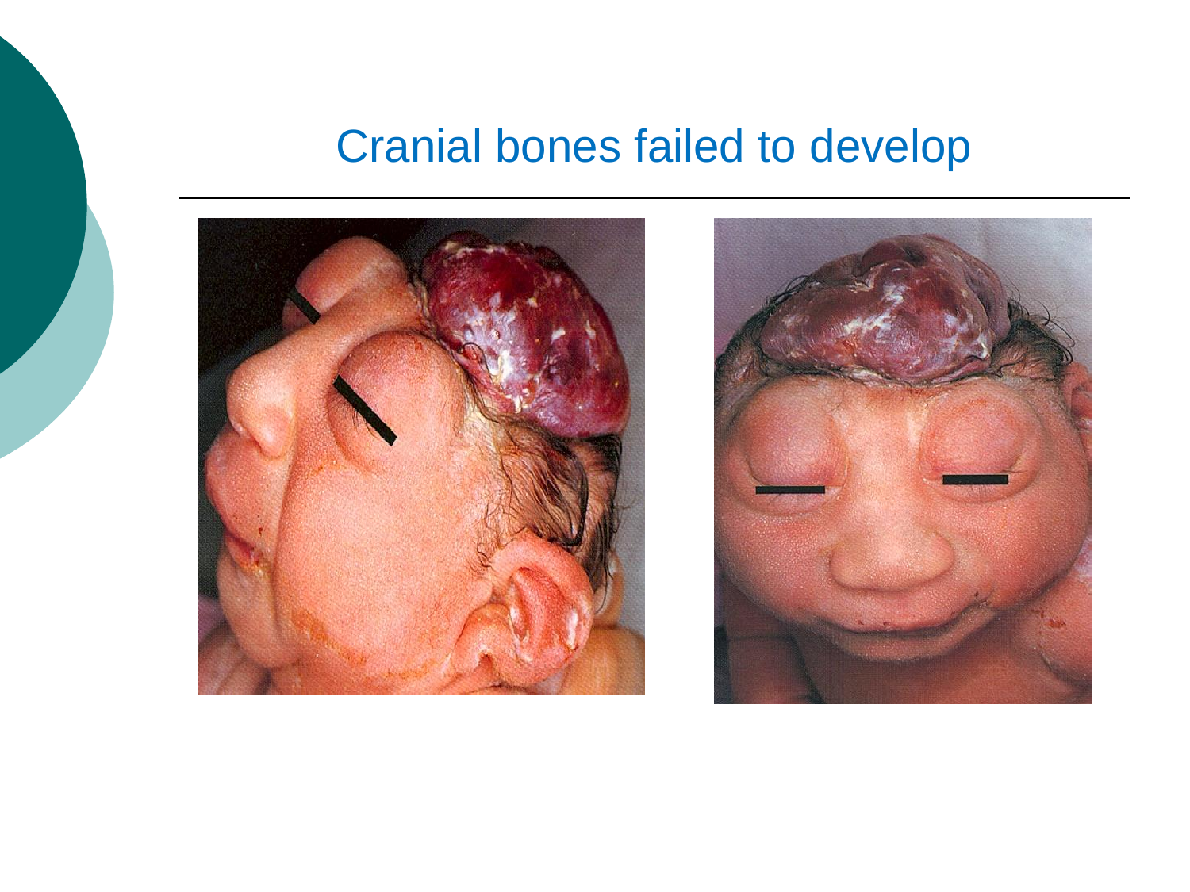# Cranial bones failed to develop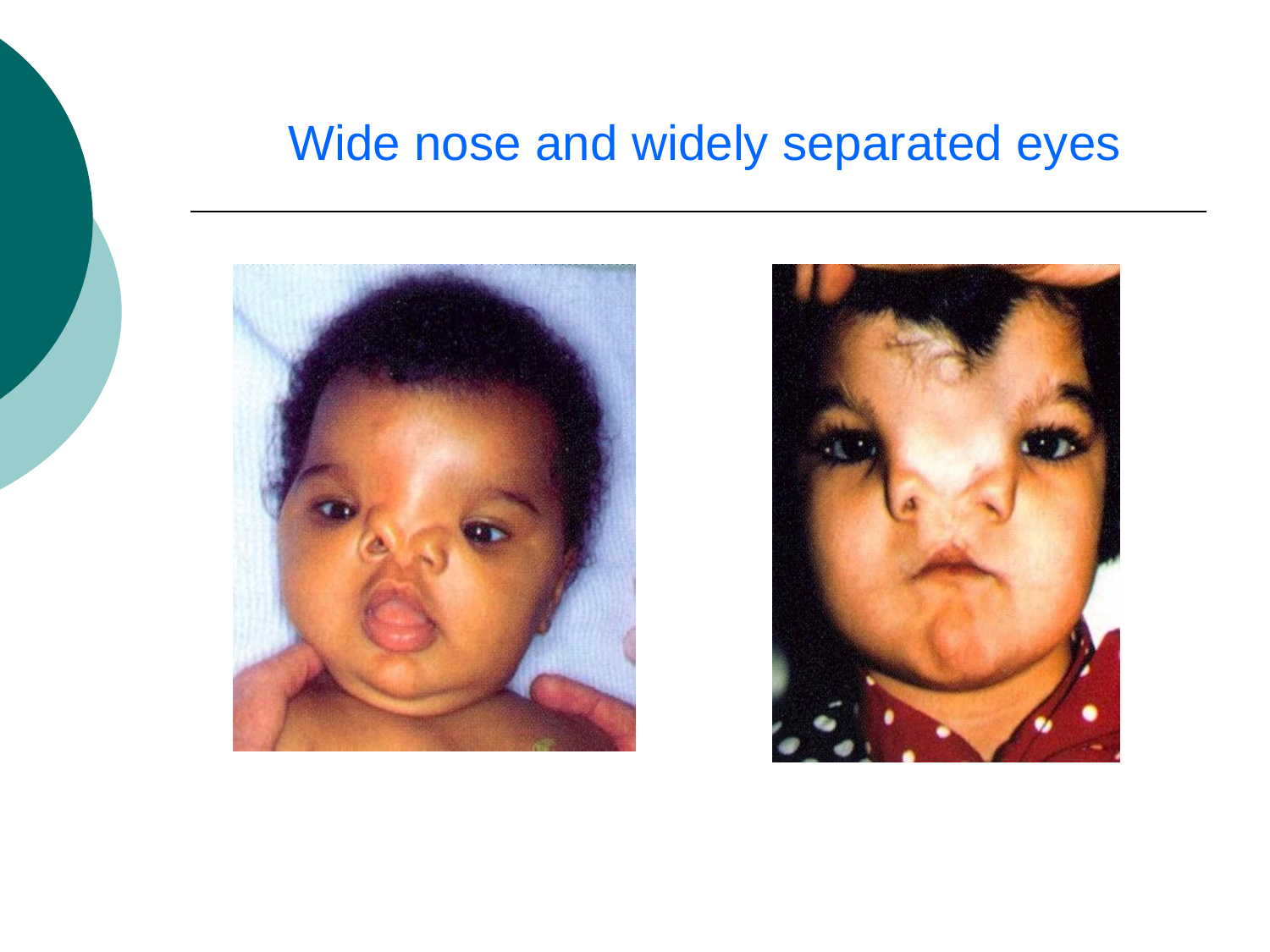# Wide nose and widely separated eyes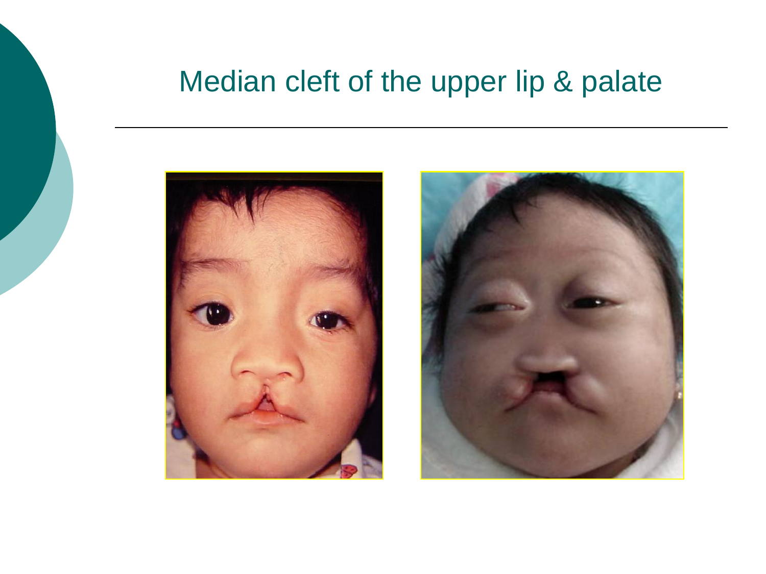# Median cleft of the upper lip & palate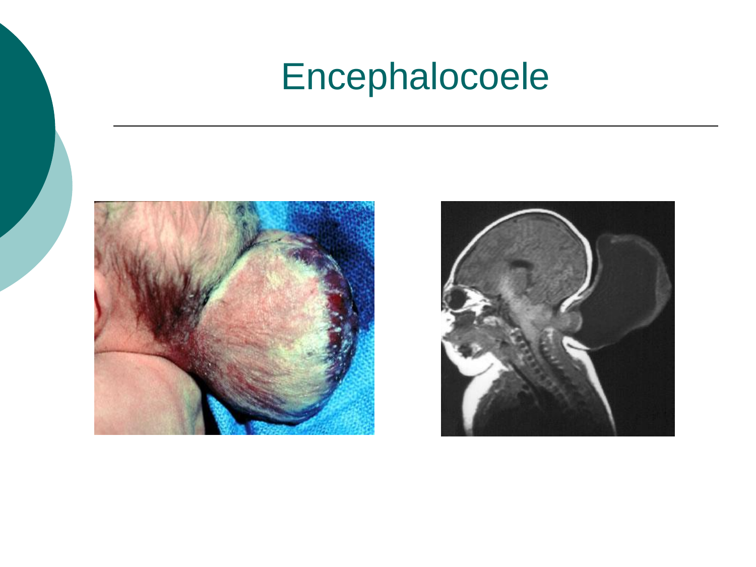# Encephalocoele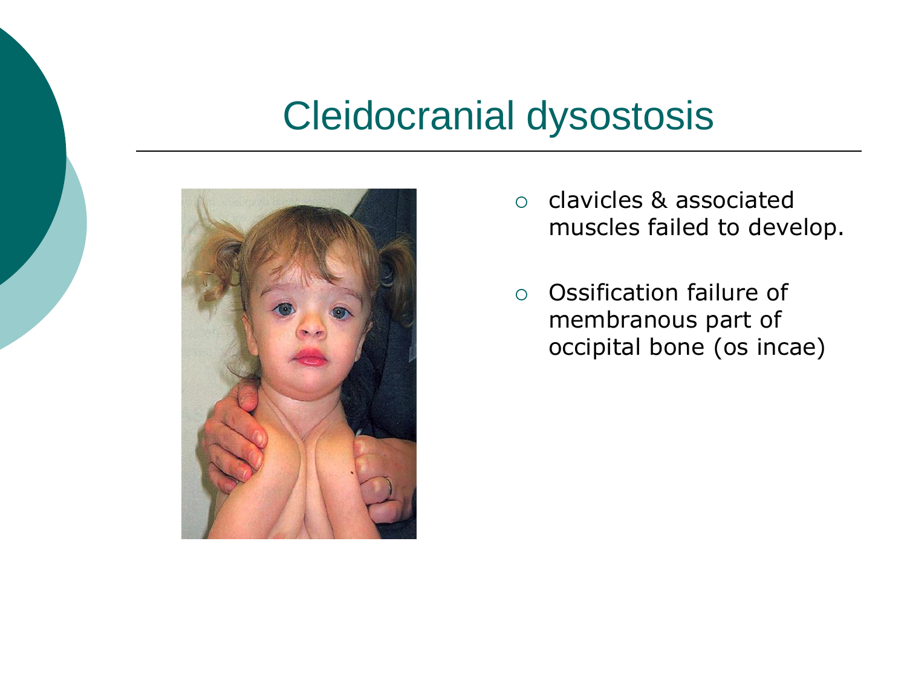# Cleidocranial dysostosis

- clavicles & associated muscles failed to develop.
- Ossification failure of membranous part of occipital bone (os incae)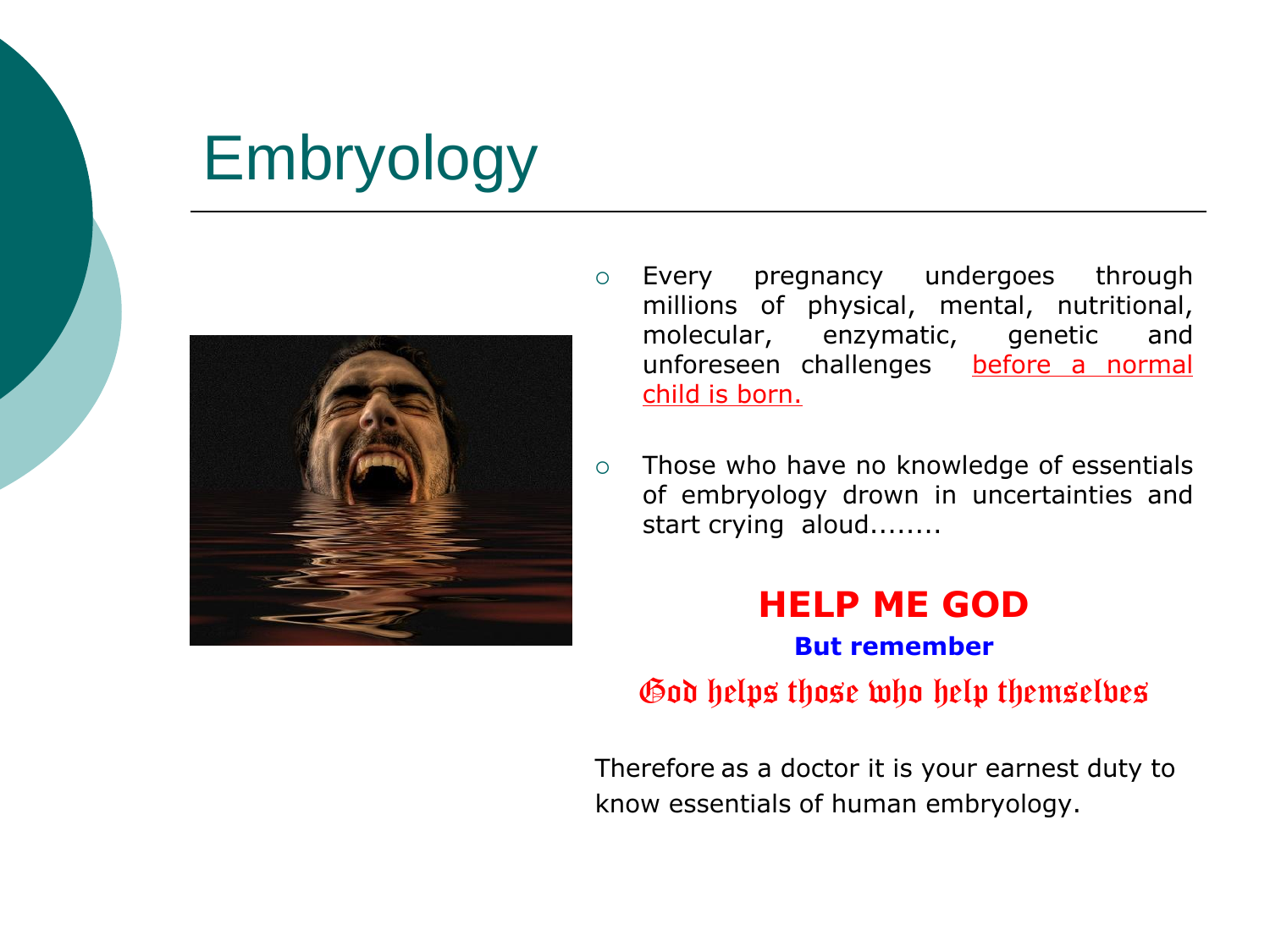# Embryology

- Every pregnancy undergoes through millions of physical, mental, nutritional, molecular, enzymatic, genetic and unforeseen challenges before a normal child is born.
- Those who have no knowledge of essentials of embryology drown in uncertainties and start crying aloud........

**HELP ME GOD**

**But remember**

God helps those who help themselves

Therefore as a doctor it is your earnest duty to know essentials of human embryology.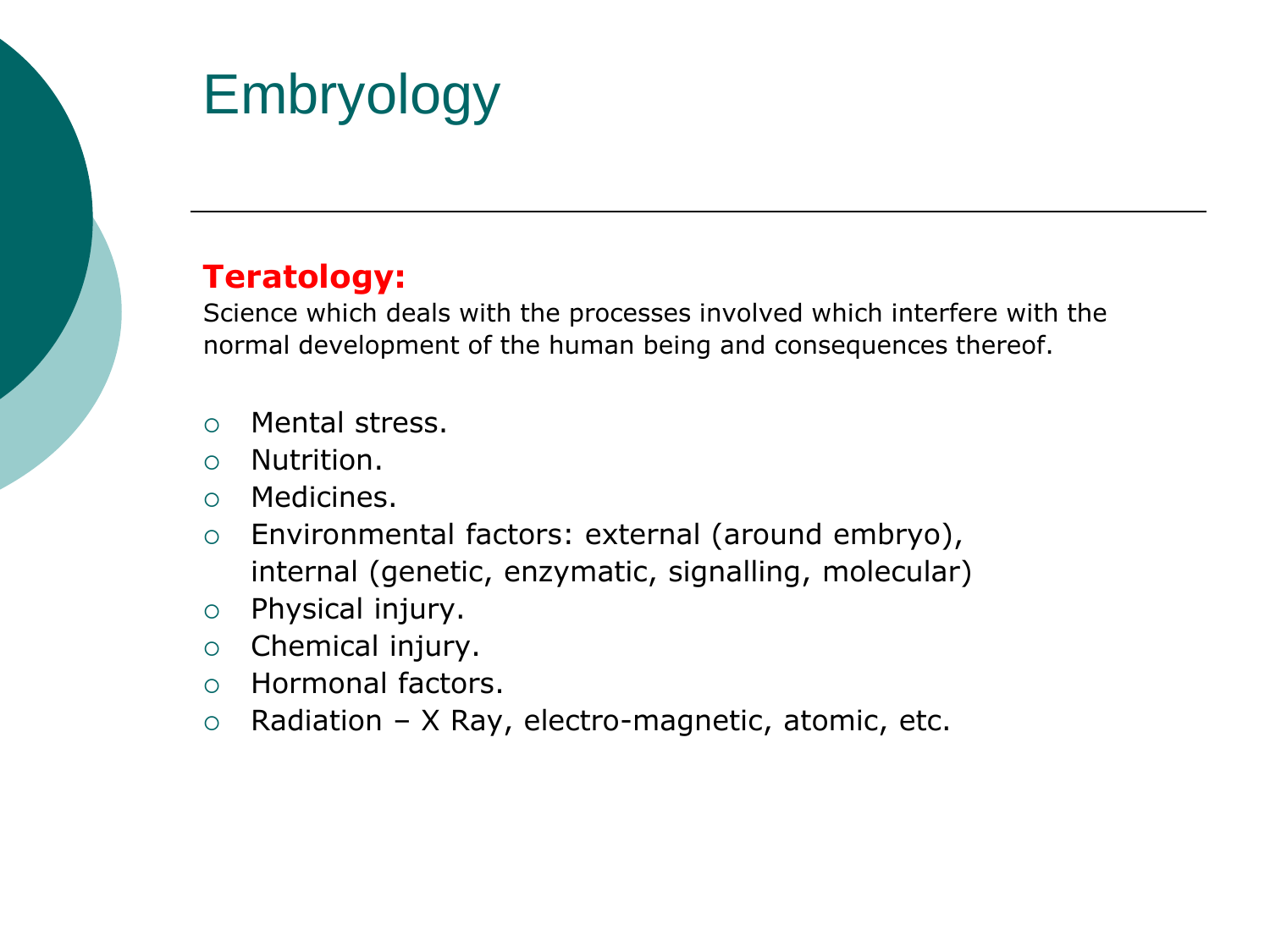# Embryology

**Teratology:**

Science which deals with the processes involved which interfere with the normal development of the human being and consequences thereof.

- Mental stress.
- Nutrition.
- Medicines.
- Environmental factors: external (around embryo), internal (genetic, enzymatic, signalling, molecular)
- Physical injury.
- Chemical injury.
- Hormonal factors.
- Radiation – X Ray, electro-magnetic, atomic, etc.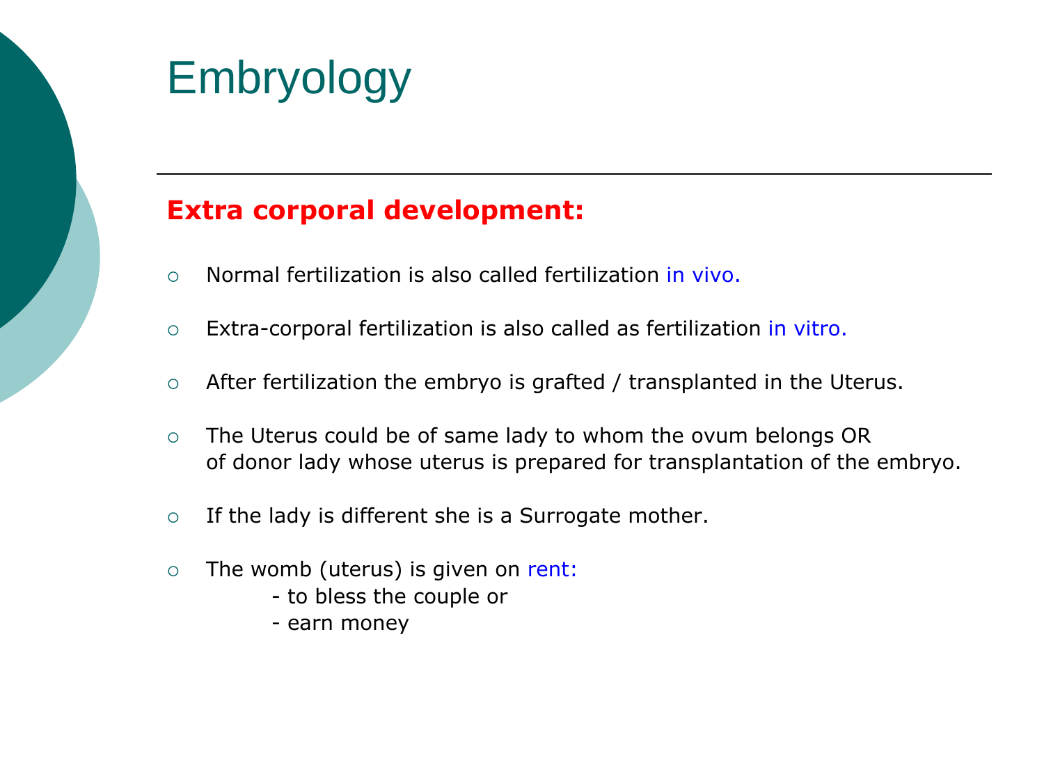# Embryology

**Extra corporal development:**

- Normal fertilization is also called fertilization in vivo.
- Extra-corporal fertilization is also called as fertilization in vitro.
- After fertilization the embryo is grafted / transplanted in the Uterus.
- The Uterus could be of same lady to whom the ovum belongs OR of donor lady whose uterus is prepared for transplantation of the embryo.
- If the lady is different she is a Surrogate mother.
- The womb (uterus) is given on rent:
  - to bless the couple or
  - earn money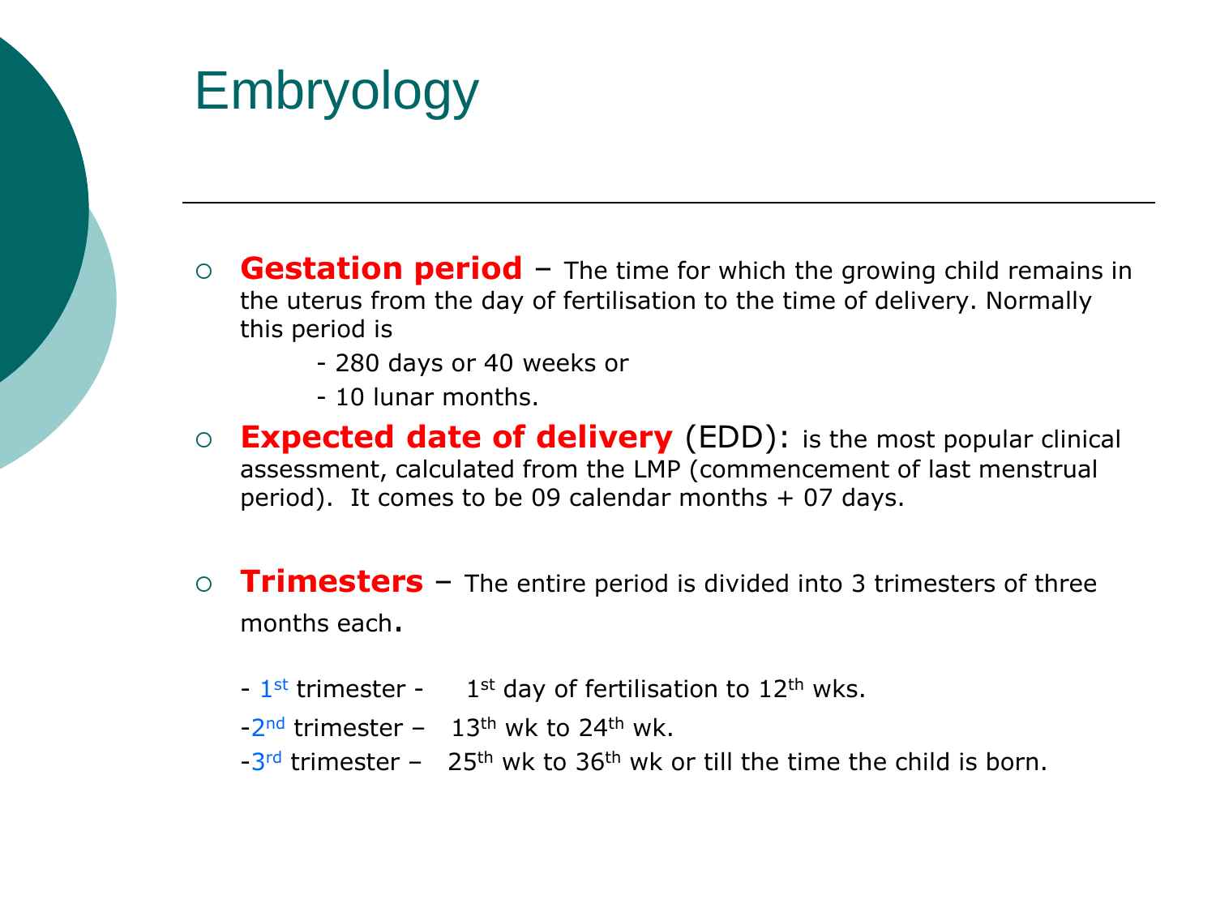# Embryology

- **Gestation period** – The time for which the growing child remains in the uterus from the day of fertilisation to the time of delivery. Normally this period is
  - 280 days or 40 weeks or
  - 10 lunar months.
- **Expected date of delivery** (EDD): is the most popular clinical assessment, calculated from the LMP (commencement of last menstrual period). It comes to be 09 calendar months + 07 days.
- **Trimesters** – The entire period is divided into 3 trimesters of three months each.
  - 1st trimester - 1st day of fertilisation to 12th wks.
  - 2nd trimester – 13th wk to 24th wk.
  - 3rd trimester – 25th wk to 36th wk or till the time the child is born.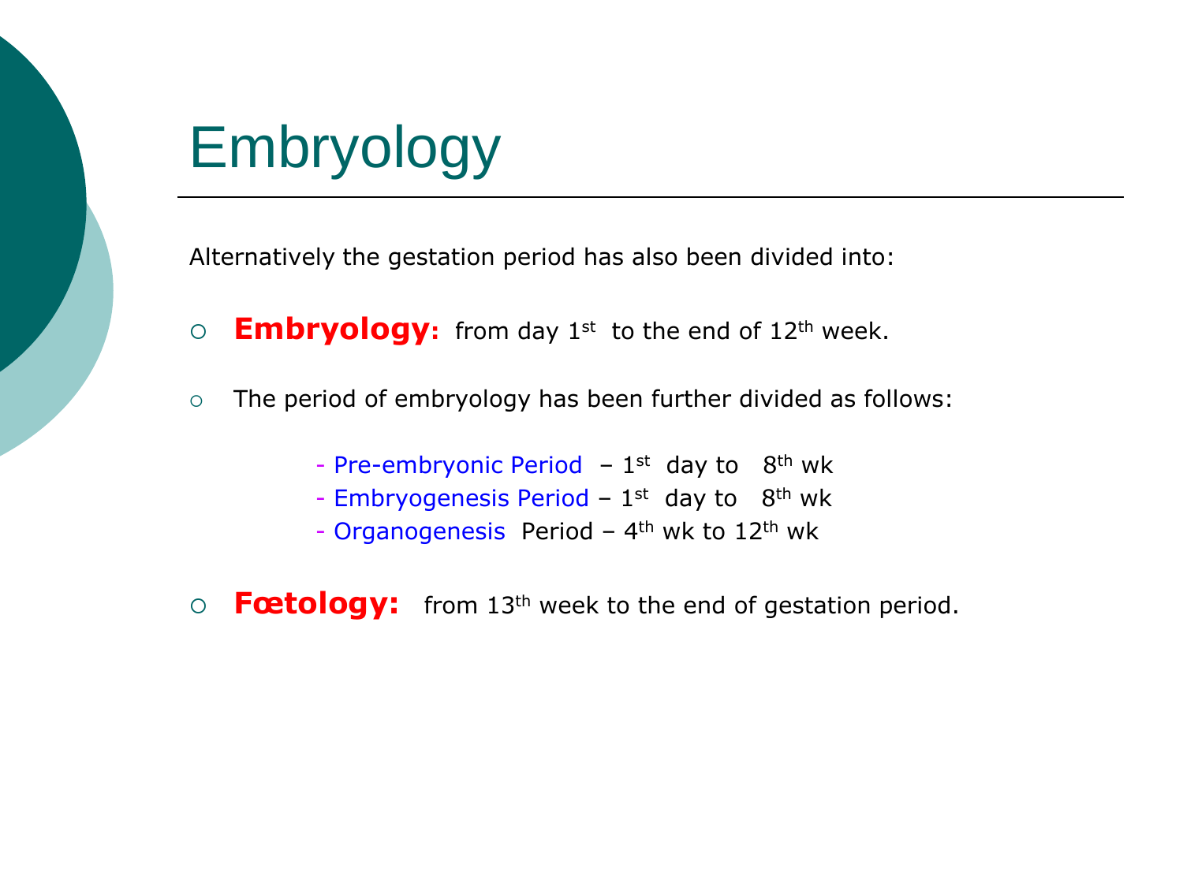# Embryology

Alternatively the gestation period has also been divided into:

- **Embryology:** from day 1st to the end of 12th week.
- The period of embryology has been further divided as follows:
  - Pre-embryonic Period – 1st day to 8th wk
  - Embryogenesis Period – 1st day to 8th wk
  - Organogenesis Period – 4th wk to 12th wk
- **Fœtology:** from 13th week to the end of gestation period.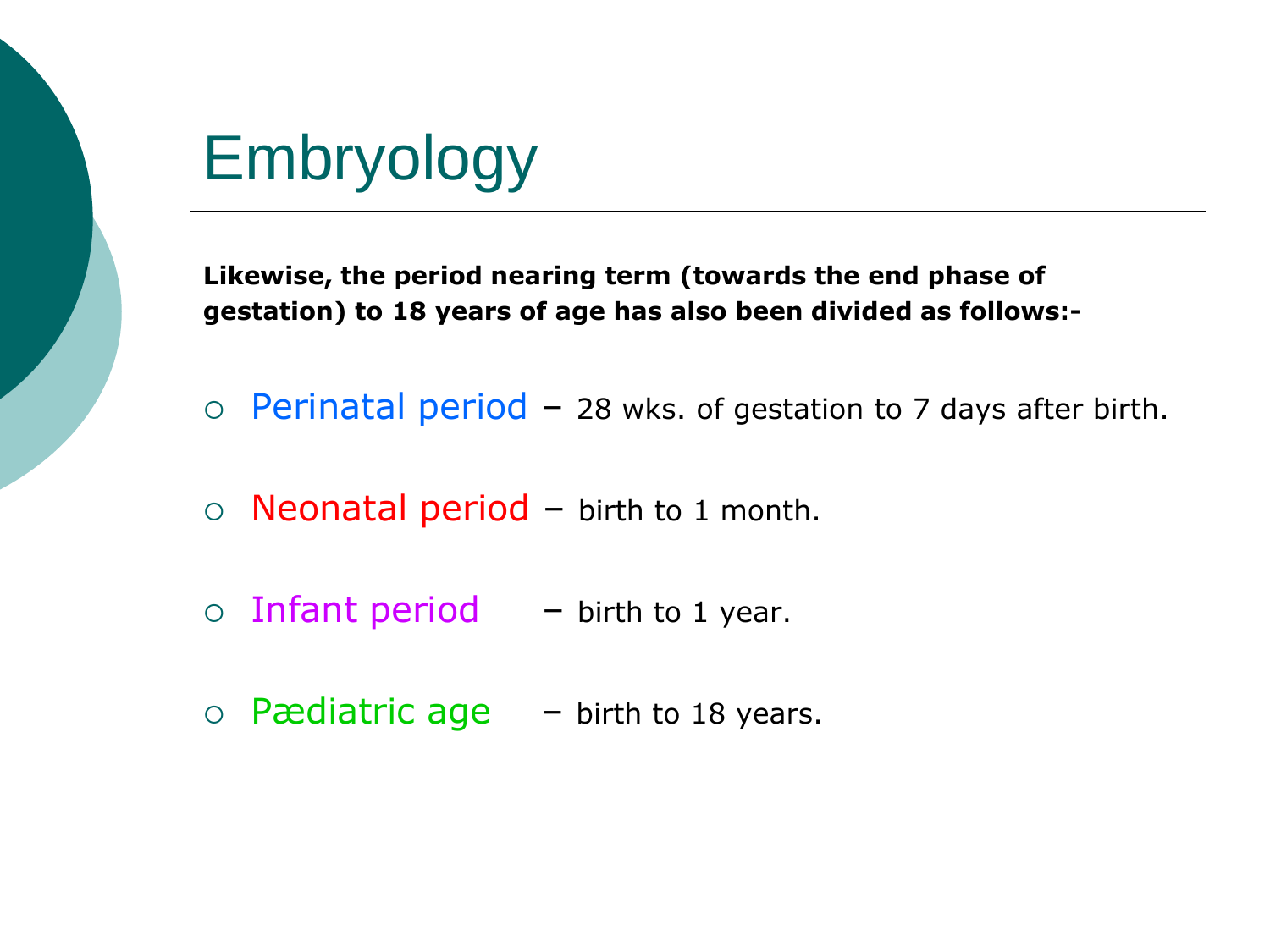# Embryology

**Likewise, the period nearing term (towards the end phase of gestation) to 18 years of age has also been divided as follows:-**

- Perinatal period – 28 wks. of gestation to 7 days after birth.
- Neonatal period – birth to 1 month.
- Infant period – birth to 1 year.
- Pædiatric age – birth to 18 years.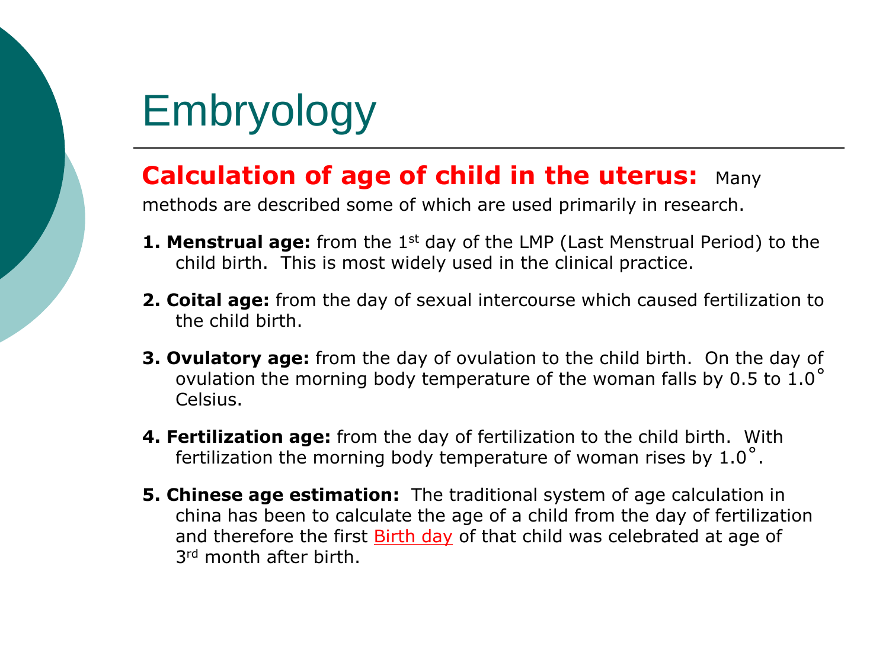# Embryology

**Calculation of age of child in the uterus:** Many methods are described some of which are used primarily in research.

1. **Menstrual age:** from the 1st day of the LMP (Last Menstrual Period) to the child birth. This is most widely used in the clinical practice.

2. **Coital age:** from the day of sexual intercourse which caused fertilization to the child birth.

3. **Ovulatory age:** from the day of ovulation to the child birth. On the day of ovulation the morning body temperature of the woman falls by 0.5 to 1.0° Celsius.

4. **Fertilization age:** from the day of fertilization to the child birth. With fertilization the morning body temperature of woman rises by 1.0°.

5. **Chinese age estimation:** The traditional system of age calculation in china has been to calculate the age of a child from the day of fertilization and therefore the first Birth day of that child was celebrated at age of 3rd month after birth.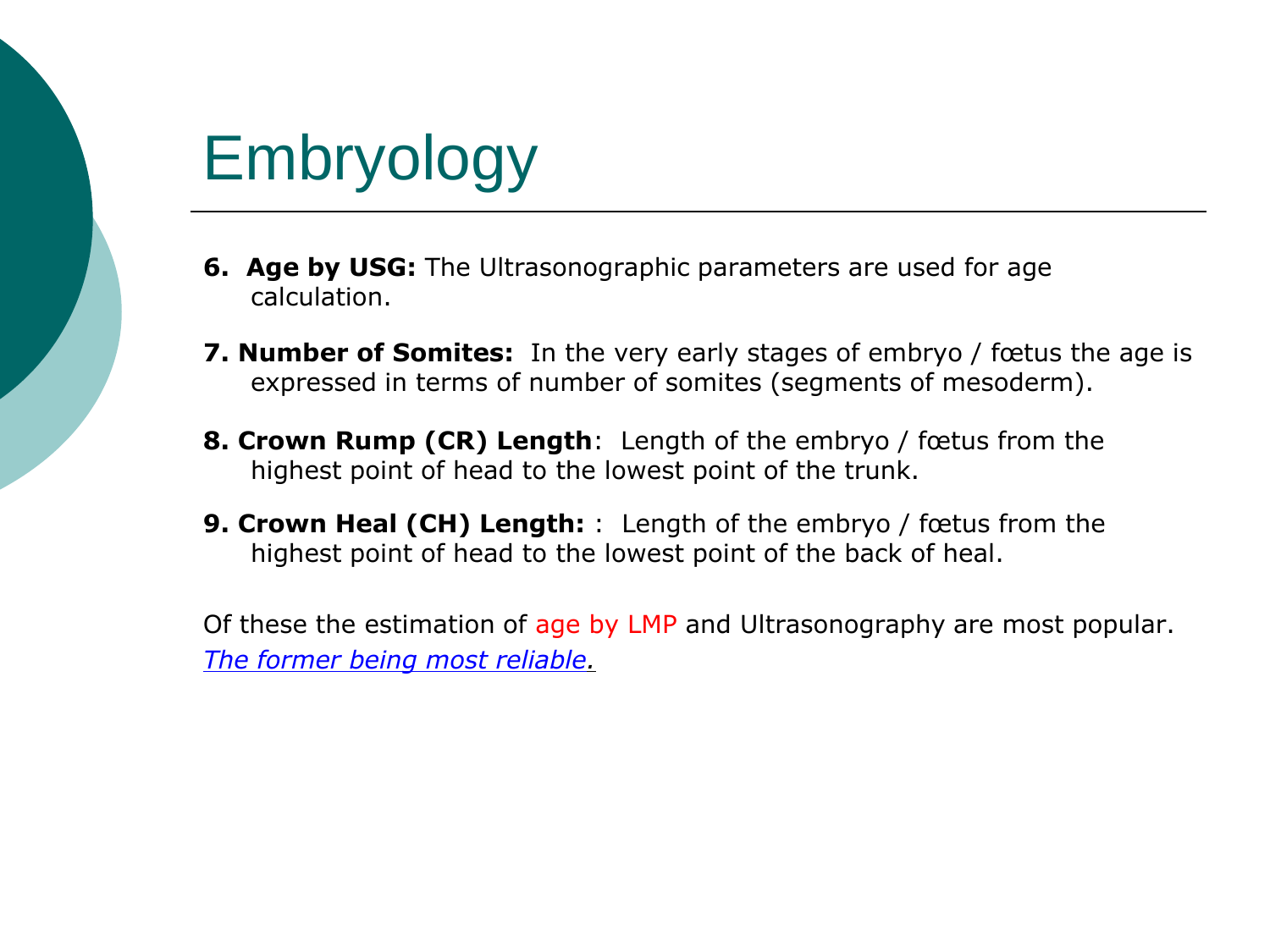# Embryology

**6. Age by USG:** The Ultrasonographic parameters are used for age calculation.

**7. Number of Somites:** In the very early stages of embryo / fœtus the age is expressed in terms of number of somites (segments of mesoderm).

**8. Crown Rump (CR) Length**: Length of the embryo / fœtus from the highest point of head to the lowest point of the trunk.

**9. Crown Heal (CH) Length:** : Length of the embryo / fœtus from the highest point of head to the lowest point of the back of heal.

Of these the estimation of age by LMP and Ultrasonography are most popular.
*The former being most reliable.*